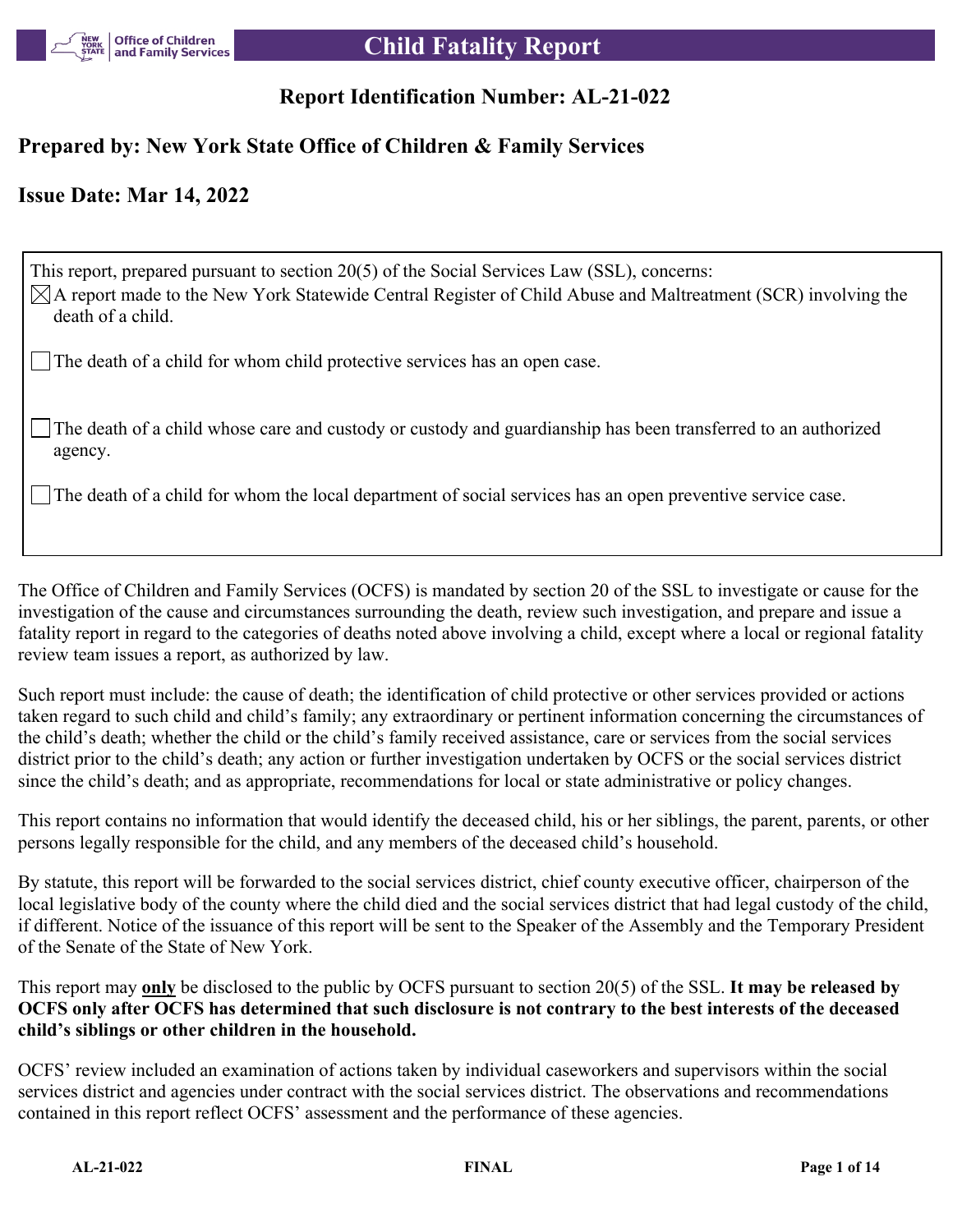# Child Fatality Report

## Report Identification Number: AL-21-022

## Prepared by: New York State Office of Children & Family Services

## Issue Date: Mar 14, 2022

This report, prepared pursuant to section 20(5) of the Social Services Law (SSL), concerns:

- [x] A report made to the New York Statewide Central Register of Child Abuse and Maltreatment (SCR) involving the death of a child.
- [ ] The death of a child for whom child protective services has an open case.
- [ ] The death of a child whose care and custody or custody and guardianship has been transferred to an authorized agency.
- [ ] The death of a child for whom the local department of social services has an open preventive service case.

The Office of Children and Family Services (OCFS) is mandated by section 20 of the SSL to investigate or cause for the investigation of the cause and circumstances surrounding the death, review such investigation, and prepare and issue a fatality report in regard to the categories of deaths noted above involving a child, except where a local or regional fatality review team issues a report, as authorized by law.

Such report must include: the cause of death; the identification of child protective or other services provided or actions taken regard to such child and child's family; any extraordinary or pertinent information concerning the circumstances of the child's death; whether the child or the child's family received assistance, care or services from the social services district prior to the child's death; any action or further investigation undertaken by OCFS or the social services district since the child's death; and as appropriate, recommendations for local or state administrative or policy changes.

This report contains no information that would identify the deceased child, his or her siblings, the parent, parents, or other persons legally responsible for the child, and any members of the deceased child's household.

By statute, this report will be forwarded to the social services district, chief county executive officer, chairperson of the local legislative body of the county where the child died and the social services district that had legal custody of the child, if different. Notice of the issuance of this report will be sent to the Speaker of the Assembly and the Temporary President of the Senate of the State of New York.

This report may **only** be disclosed to the public by OCFS pursuant to section 20(5) of the SSL. **It may be released by OCFS only after OCFS has determined that such disclosure is not contrary to the best interests of the deceased child's siblings or other children in the household.**

OCFS' review included an examination of actions taken by individual caseworkers and supervisors within the social services district and agencies under contract with the social services district. The observations and recommendations contained in this report reflect OCFS' assessment and the performance of these agencies.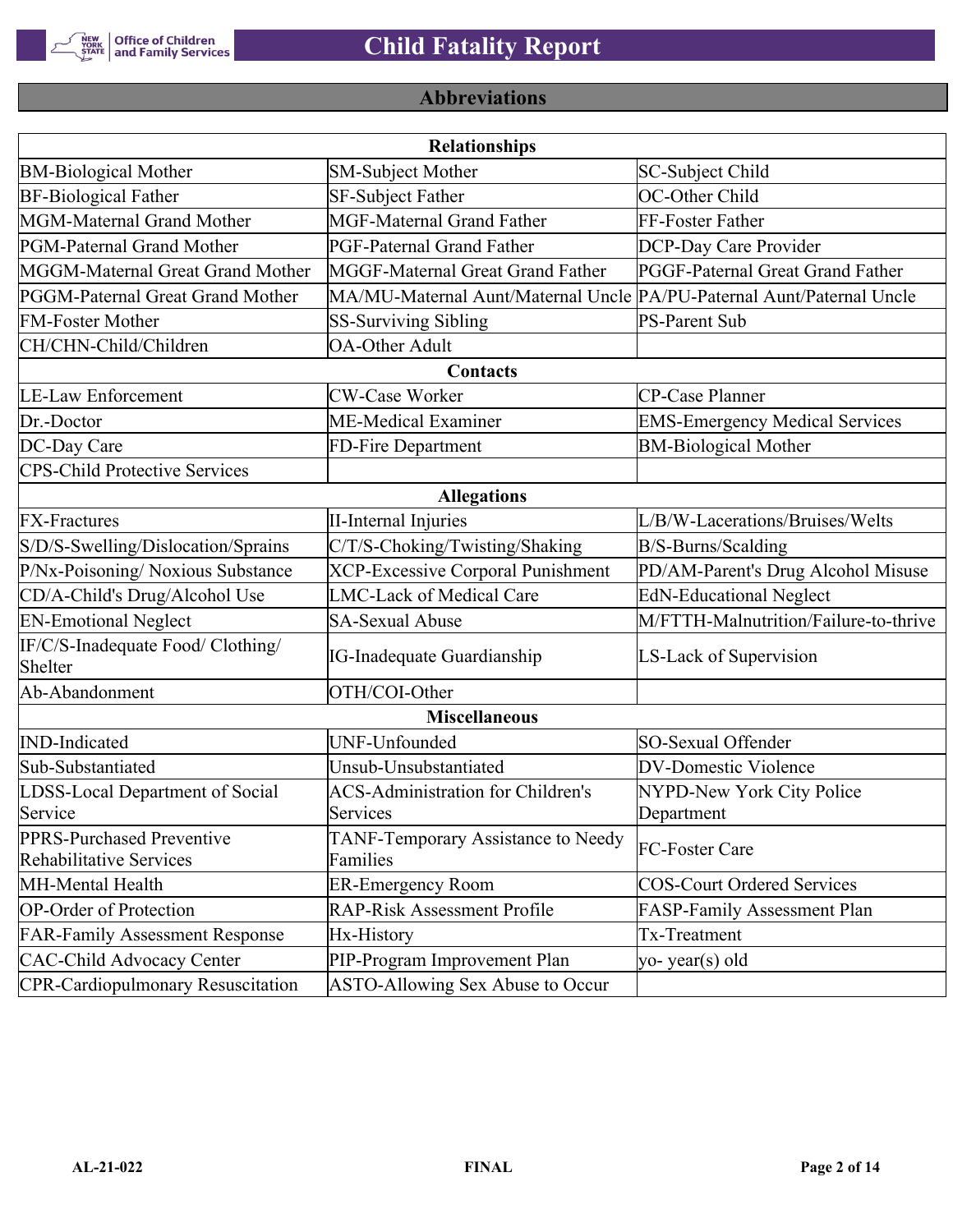## Abbreviations

| Relationships | | |
|---|---|---|
| BM-Biological Mother | SM-Subject Mother | SC-Subject Child |
| BF-Biological Father | SF-Subject Father | OC-Other Child |
| MGM-Maternal Grand Mother | MGF-Maternal Grand Father | FF-Foster Father |
| PGM-Paternal Grand Mother | PGF-Paternal Grand Father | DCP-Day Care Provider |
| MGGM-Maternal Great Grand Mother | MGGF-Maternal Great Grand Father | PGGF-Paternal Great Grand Father |
| PGGM-Paternal Great Grand Mother | MA/MU-Maternal Aunt/Maternal Uncle | PA/PU-Paternal Aunt/Paternal Uncle |
| FM-Foster Mother | SS-Surviving Sibling | PS-Parent Sub |
| CH/CHN-Child/Children | OA-Other Adult | |
| **Contacts** | | |
| LE-Law Enforcement | CW-Case Worker | CP-Case Planner |
| Dr.-Doctor | ME-Medical Examiner | EMS-Emergency Medical Services |
| DC-Day Care | FD-Fire Department | BM-Biological Mother |
| CPS-Child Protective Services | | |
| **Allegations** | | |
| FX-Fractures | II-Internal Injuries | L/B/W-Lacerations/Bruises/Welts |
| S/D/S-Swelling/Dislocation/Sprains | C/T/S-Choking/Twisting/Shaking | B/S-Burns/Scalding |
| P/Nx-Poisoning/ Noxious Substance | XCP-Excessive Corporal Punishment | PD/AM-Parent's Drug Alcohol Misuse |
| CD/A-Child's Drug/Alcohol Use | LMC-Lack of Medical Care | EdN-Educational Neglect |
| EN-Emotional Neglect | SA-Sexual Abuse | M/FTTH-Malnutrition/Failure-to-thrive |
| IF/C/S-Inadequate Food/ Clothing/ Shelter | IG-Inadequate Guardianship | LS-Lack of Supervision |
| Ab-Abandonment | OTH/COI-Other | |
| **Miscellaneous** | | |
| IND-Indicated | UNF-Unfounded | SO-Sexual Offender |
| Sub-Substantiated | Unsub-Unsubstantiated | DV-Domestic Violence |
| LDSS-Local Department of Social Service | ACS-Administration for Children's Services | NYPD-New York City Police Department |
| PPRS-Purchased Preventive Rehabilitative Services | TANF-Temporary Assistance to Needy Families | FC-Foster Care |
| MH-Mental Health | ER-Emergency Room | COS-Court Ordered Services |
| OP-Order of Protection | RAP-Risk Assessment Profile | FASP-Family Assessment Plan |
| FAR-Family Assessment Response | Hx-History | Tx-Treatment |
| CAC-Child Advocacy Center | PIP-Program Improvement Plan | yo- year(s) old |
| CPR-Cardiopulmonary Resuscitation | ASTO-Allowing Sex Abuse to Occur | |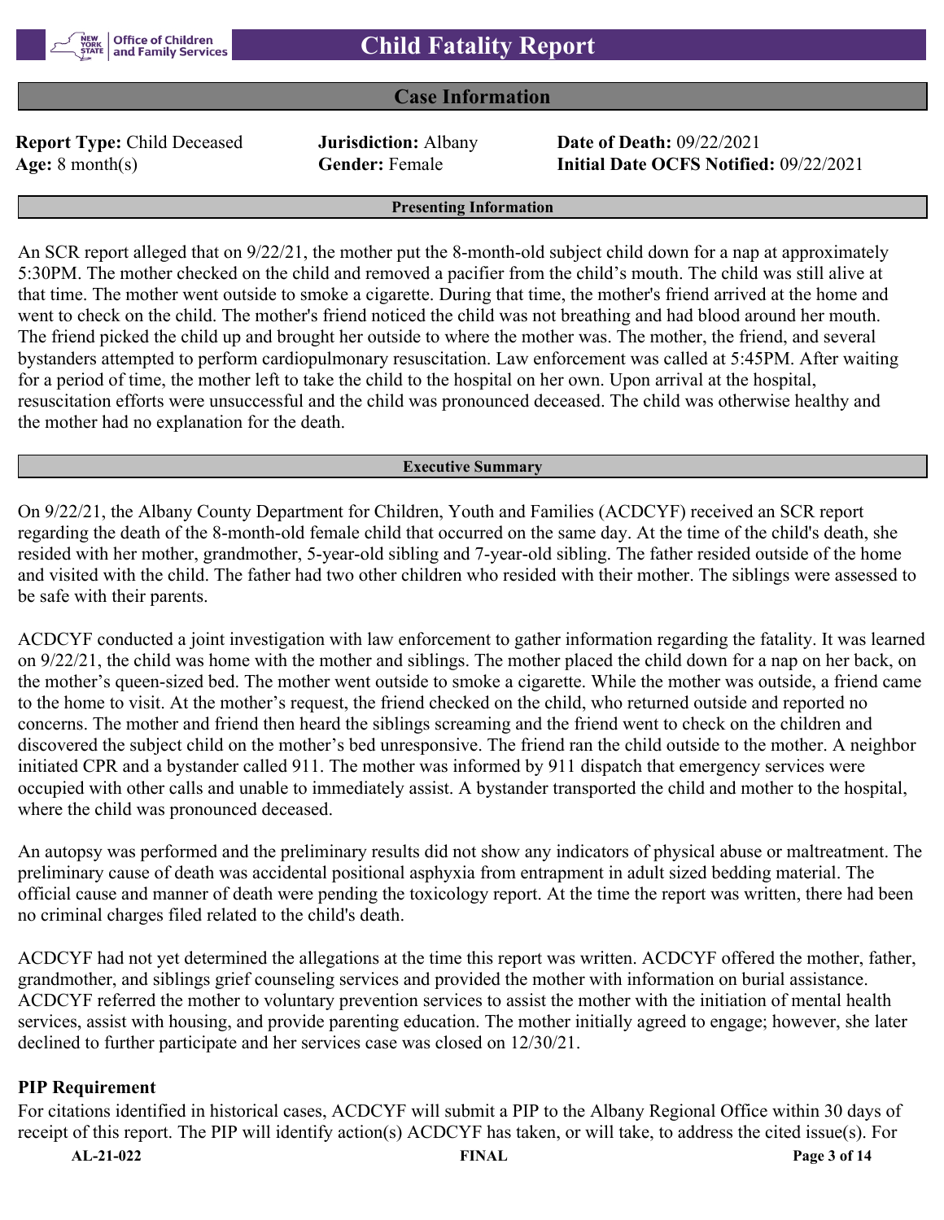# Child Fatality Report

## Case Information

**Report Type:** Child Deceased **Jurisdiction:** Albany **Date of Death:** 09/22/2021
**Age:** 8 month(s) **Gender:** Female **Initial Date OCFS Notified:** 09/22/2021

### Presenting Information

An SCR report alleged that on 9/22/21, the mother put the 8-month-old subject child down for a nap at approximately 5:30PM. The mother checked on the child and removed a pacifier from the child's mouth. The child was still alive at that time. The mother went outside to smoke a cigarette. During that time, the mother's friend arrived at the home and went to check on the child. The mother's friend noticed the child was not breathing and had blood around her mouth. The friend picked the child up and brought her outside to where the mother was. The mother, the friend, and several bystanders attempted to perform cardiopulmonary resuscitation. Law enforcement was called at 5:45PM. After waiting for a period of time, the mother left to take the child to the hospital on her own. Upon arrival at the hospital, resuscitation efforts were unsuccessful and the child was pronounced deceased. The child was otherwise healthy and the mother had no explanation for the death.

### Executive Summary

On 9/22/21, the Albany County Department for Children, Youth and Families (ACDCYF) received an SCR report regarding the death of the 8-month-old female child that occurred on the same day. At the time of the child's death, she resided with her mother, grandmother, 5-year-old sibling and 7-year-old sibling. The father resided outside of the home and visited with the child. The father had two other children who resided with their mother. The siblings were assessed to be safe with their parents.

ACDCYF conducted a joint investigation with law enforcement to gather information regarding the fatality. It was learned on 9/22/21, the child was home with the mother and siblings. The mother placed the child down for a nap on her back, on the mother's queen-sized bed. The mother went outside to smoke a cigarette. While the mother was outside, a friend came to the home to visit. At the mother's request, the friend checked on the child, who returned outside and reported no concerns. The mother and friend then heard the siblings screaming and the friend went to check on the children and discovered the subject child on the mother's bed unresponsive. The friend ran the child outside to the mother. A neighbor initiated CPR and a bystander called 911. The mother was informed by 911 dispatch that emergency services were occupied with other calls and unable to immediately assist. A bystander transported the child and mother to the hospital, where the child was pronounced deceased.

An autopsy was performed and the preliminary results did not show any indicators of physical abuse or maltreatment. The preliminary cause of death was accidental positional asphyxia from entrapment in adult sized bedding material. The official cause and manner of death were pending the toxicology report. At the time the report was written, there had been no criminal charges filed related to the child's death.

ACDCYF had not yet determined the allegations at the time this report was written. ACDCYF offered the mother, father, grandmother, and siblings grief counseling services and provided the mother with information on burial assistance. ACDCYF referred the mother to voluntary prevention services to assist the mother with the initiation of mental health services, assist with housing, and provide parenting education. The mother initially agreed to engage; however, she later declined to further participate and her services case was closed on 12/30/21.

**PIP Requirement**

For citations identified in historical cases, ACDCYF will submit a PIP to the Albany Regional Office within 30 days of receipt of this report. The PIP will identify action(s) ACDCYF has taken, or will take, to address the cited issue(s). For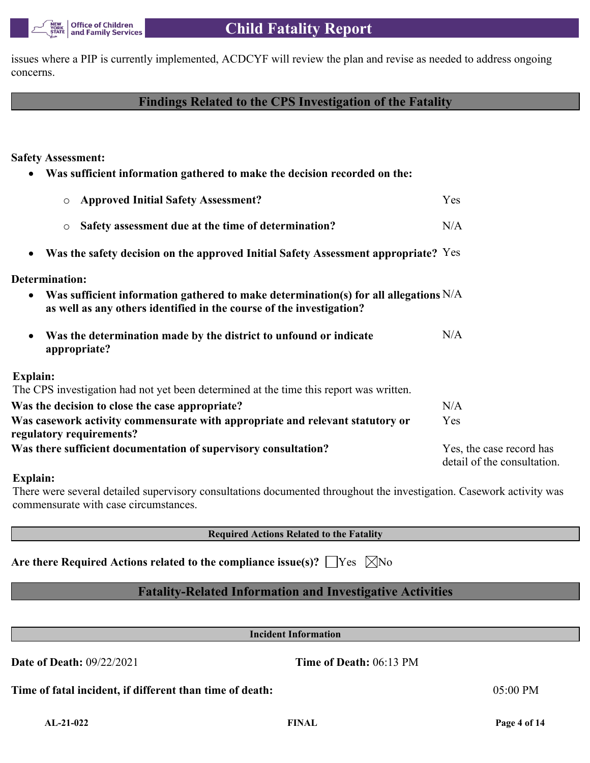issues where a PIP is currently implemented, ACDCYF will review the plan and revise as needed to address ongoing concerns.

## Findings Related to the CPS Investigation of the Fatality

**Safety Assessment:**

- **Was sufficient information gathered to make the decision recorded on the:**
  - **Approved Initial Safety Assessment?** Yes
  - **Safety assessment due at the time of determination?** N/A
- **Was the safety decision on the approved Initial Safety Assessment appropriate?** Yes

**Determination:**

- **Was sufficient information gathered to make determination(s) for all allegations as well as any others identified in the course of the investigation?** N/A
- **Was the determination made by the district to unfound or indicate appropriate?** N/A

**Explain:**
The CPS investigation had not yet been determined at the time this report was written.

| | |
|---|---|
| **Was the decision to close the case appropriate?** | N/A |
| **Was casework activity commensurate with appropriate and relevant statutory or regulatory requirements?** | Yes |
| **Was there sufficient documentation of supervisory consultation?** | Yes, the case record has detail of the consultation. |

**Explain:**
There were several detailed supervisory consultations documented throughout the investigation. Casework activity was commensurate with case circumstances.

### Required Actions Related to the Fatality

**Are there Required Actions related to the compliance issue(s)?** ☐Yes ☒No

## Fatality-Related Information and Investigative Activities

### Incident Information

**Date of Death:** 09/22/2021 **Time of Death:** 06:13 PM

**Time of fatal incident, if different than time of death:** 05:00 PM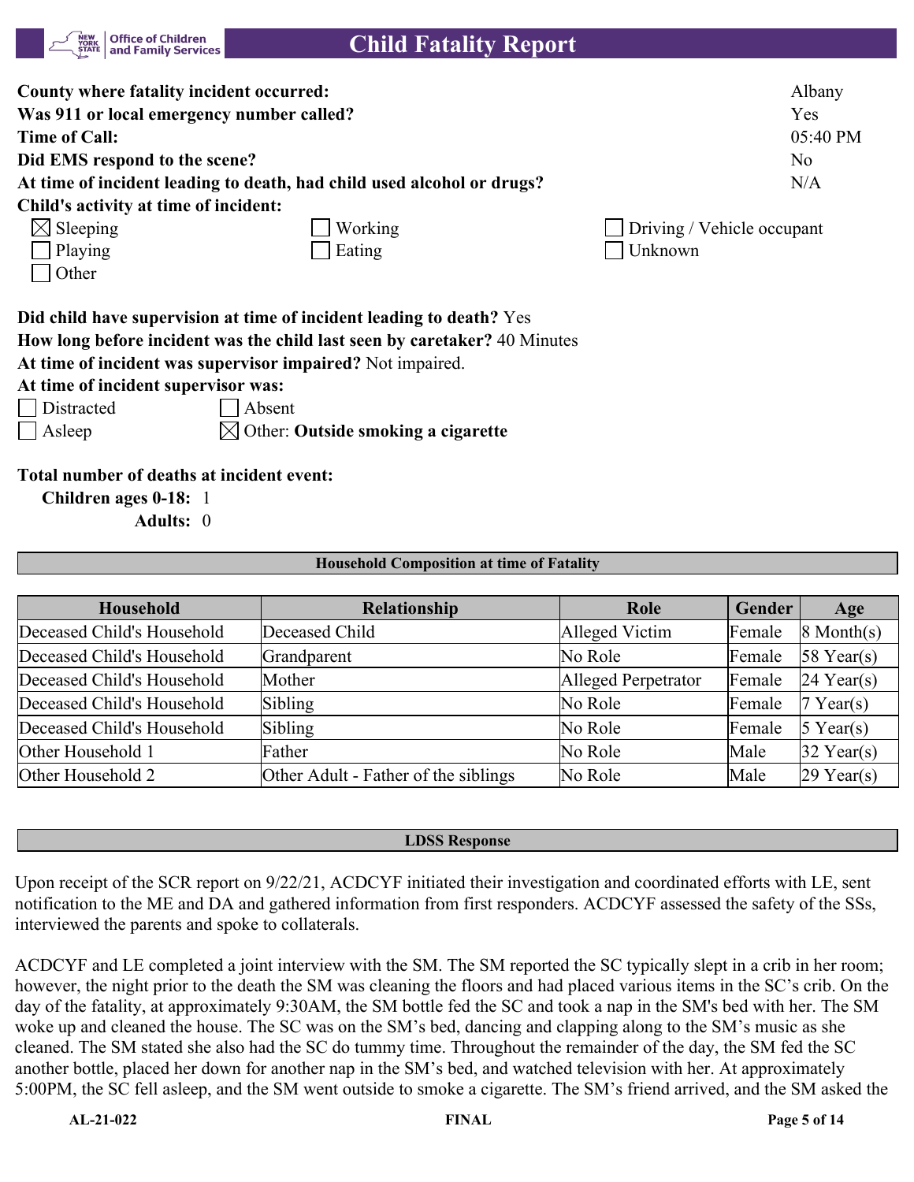# Child Fatality Report

**County where fatality incident occurred:** Albany

**Was 911 or local emergency number called?** Yes

**Time of Call:** 05:40 PM

**Did EMS respond to the scene?** No

**At time of incident leading to death, had child used alcohol or drugs?** N/A

**Child's activity at time of incident:**

- [x] Sleeping
- [ ] Working
- [ ] Driving / Vehicle occupant
- [ ] Playing
- [ ] Eating
- [ ] Unknown
- [ ] Other

**Did child have supervision at time of incident leading to death?** Yes

**How long before incident was the child last seen by caretaker?** 40 Minutes

**At time of incident was supervisor impaired?** Not impaired.

**At time of incident supervisor was:**

- [ ] Distracted
- [ ] Absent
- [ ] Asleep
- [x] Other: **Outside smoking a cigarette**

**Total number of deaths at incident event:**

**Children ages 0-18:** 1

**Adults:** 0

## Household Composition at time of Fatality

| Household | Relationship | Role | Gender | Age |
|---|---|---|---|---|
| Deceased Child's Household | Deceased Child | Alleged Victim | Female | 8 Month(s) |
| Deceased Child's Household | Grandparent | No Role | Female | 58 Year(s) |
| Deceased Child's Household | Mother | Alleged Perpetrator | Female | 24 Year(s) |
| Deceased Child's Household | Sibling | No Role | Female | 7 Year(s) |
| Deceased Child's Household | Sibling | No Role | Female | 5 Year(s) |
| Other Household 1 | Father | No Role | Male | 32 Year(s) |
| Other Household 2 | Other Adult - Father of the siblings | No Role | Male | 29 Year(s) |

## LDSS Response

Upon receipt of the SCR report on 9/22/21, ACDCYF initiated their investigation and coordinated efforts with LE, sent notification to the ME and DA and gathered information from first responders. ACDCYF assessed the safety of the SSs, interviewed the parents and spoke to collaterals.

ACDCYF and LE completed a joint interview with the SM. The SM reported the SC typically slept in a crib in her room; however, the night prior to the death the SM was cleaning the floors and had placed various items in the SC's crib. On the day of the fatality, at approximately 9:30AM, the SM bottle fed the SC and took a nap in the SM's bed with her. The SM woke up and cleaned the house. The SC was on the SM's bed, dancing and clapping along to the SM's music as she cleaned. The SM stated she also had the SC do tummy time. Throughout the remainder of the day, the SM fed the SC another bottle, placed her down for another nap in the SM's bed, and watched television with her. At approximately 5:00PM, the SC fell asleep, and the SM went outside to smoke a cigarette. The SM's friend arrived, and the SM asked the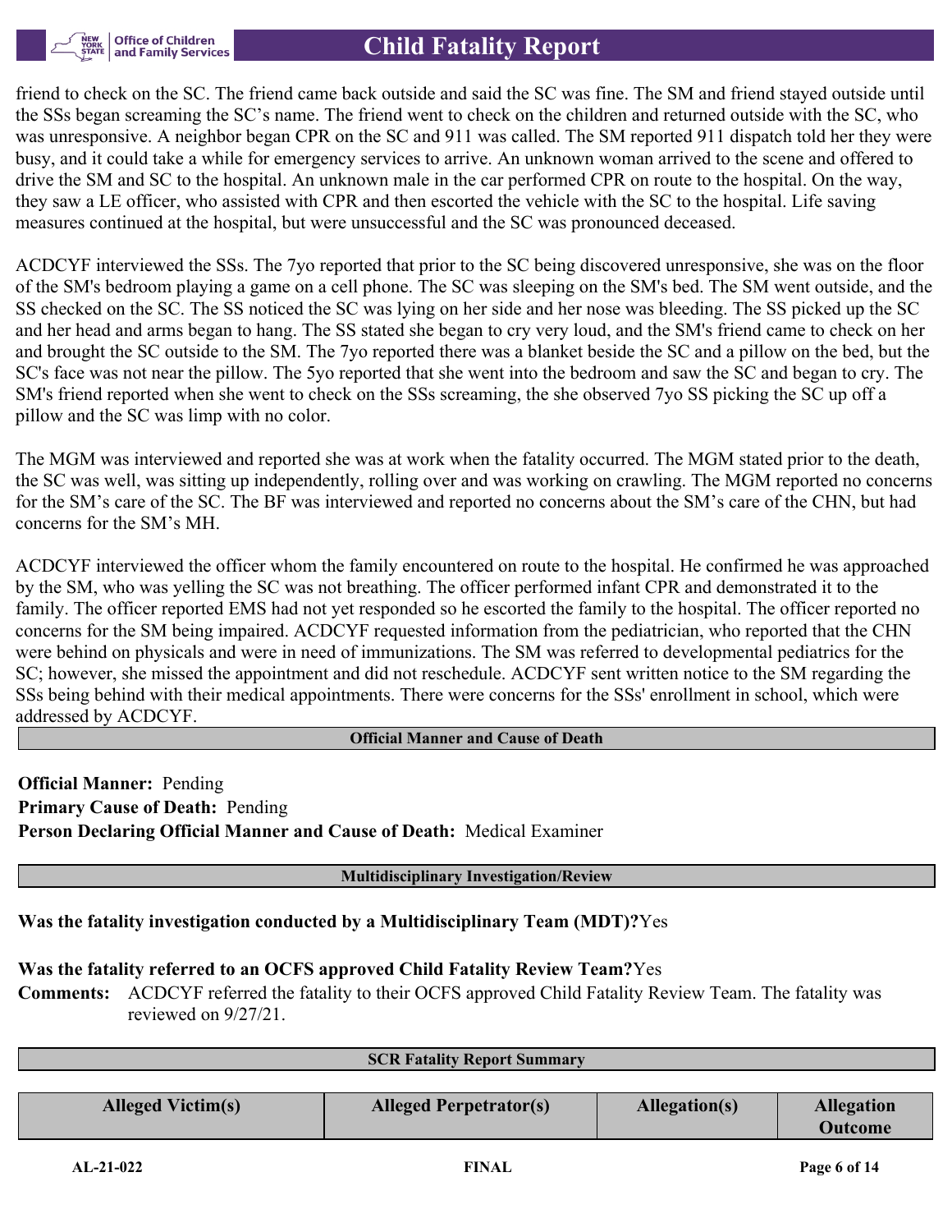friend to check on the SC. The friend came back outside and said the SC was fine. The SM and friend stayed outside until the SSs began screaming the SC's name. The friend went to check on the children and returned outside with the SC, who was unresponsive. A neighbor began CPR on the SC and 911 was called. The SM reported 911 dispatch told her they were busy, and it could take a while for emergency services to arrive. An unknown woman arrived to the scene and offered to drive the SM and SC to the hospital. An unknown male in the car performed CPR on route to the hospital. On the way, they saw a LE officer, who assisted with CPR and then escorted the vehicle with the SC to the hospital. Life saving measures continued at the hospital, but were unsuccessful and the SC was pronounced deceased.

ACDCYF interviewed the SSs. The 7yo reported that prior to the SC being discovered unresponsive, she was on the floor of the SM's bedroom playing a game on a cell phone. The SC was sleeping on the SM's bed. The SM went outside, and the SS checked on the SC. The SS noticed the SC was lying on her side and her nose was bleeding. The SS picked up the SC and her head and arms began to hang. The SS stated she began to cry very loud, and the SM's friend came to check on her and brought the SC outside to the SM. The 7yo reported there was a blanket beside the SC and a pillow on the bed, but the SC's face was not near the pillow. The 5yo reported that she went into the bedroom and saw the SC and began to cry. The SM's friend reported when she went to check on the SSs screaming, the she observed 7yo SS picking the SC up off a pillow and the SC was limp with no color.

The MGM was interviewed and reported she was at work when the fatality occurred. The MGM stated prior to the death, the SC was well, was sitting up independently, rolling over and was working on crawling. The MGM reported no concerns for the SM's care of the SC. The BF was interviewed and reported no concerns about the SM's care of the CHN, but had concerns for the SM's MH.

ACDCYF interviewed the officer whom the family encountered on route to the hospital. He confirmed he was approached by the SM, who was yelling the SC was not breathing. The officer performed infant CPR and demonstrated it to the family. The officer reported EMS had not yet responded so he escorted the family to the hospital. The officer reported no concerns for the SM being impaired. ACDCYF requested information from the pediatrician, who reported that the CHN were behind on physicals and were in need of immunizations. The SM was referred to developmental pediatrics for the SC; however, she missed the appointment and did not reschedule. ACDCYF sent written notice to the SM regarding the SSs being behind with their medical appointments. There were concerns for the SSs' enrollment in school, which were addressed by ACDCYF.

## Official Manner and Cause of Death

**Official Manner:** Pending
**Primary Cause of Death:** Pending
**Person Declaring Official Manner and Cause of Death:** Medical Examiner

## Multidisciplinary Investigation/Review

**Was the fatality investigation conducted by a Multidisciplinary Team (MDT)?** Yes

**Was the fatality referred to an OCFS approved Child Fatality Review Team?** Yes
**Comments:** ACDCYF referred the fatality to their OCFS approved Child Fatality Review Team. The fatality was reviewed on 9/27/21.

## SCR Fatality Report Summary

| Alleged Victim(s) | Alleged Perpetrator(s) | Allegation(s) | Allegation Outcome |
|---|---|---|---|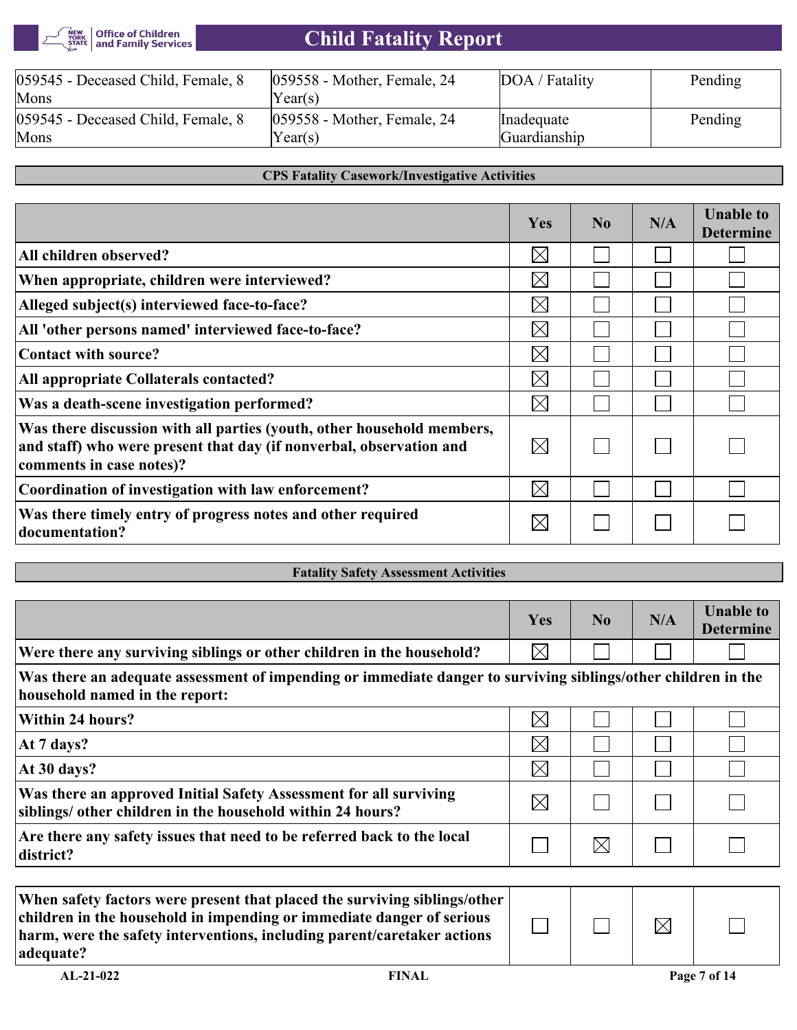| | | | |
|---|---|---|---|
| 059545 - Deceased Child, Female, 8 Mons | 059558 - Mother, Female, 24 Year(s) | DOA / Fatality | Pending |
| 059545 - Deceased Child, Female, 8 Mons | 059558 - Mother, Female, 24 Year(s) | Inadequate Guardianship | Pending |

## CPS Fatality Casework/Investigative Activities

| | Yes | No | N/A | Unable to Determine |
|---|---|---|---|---|
| **All children observed?** | ☒ | ☐ | ☐ | ☐ |
| **When appropriate, children were interviewed?** | ☒ | ☐ | ☐ | ☐ |
| **Alleged subject(s) interviewed face-to-face?** | ☒ | ☐ | ☐ | ☐ |
| **All 'other persons named' interviewed face-to-face?** | ☒ | ☐ | ☐ | ☐ |
| **Contact with source?** | ☒ | ☐ | ☐ | ☐ |
| **All appropriate Collaterals contacted?** | ☒ | ☐ | ☐ | ☐ |
| **Was a death-scene investigation performed?** | ☒ | ☐ | ☐ | ☐ |
| **Was there discussion with all parties (youth, other household members, and staff) who were present that day (if nonverbal, observation and comments in case notes)?** | ☒ | ☐ | ☐ | ☐ |
| **Coordination of investigation with law enforcement?** | ☒ | ☐ | ☐ | ☐ |
| **Was there timely entry of progress notes and other required documentation?** | ☒ | ☐ | ☐ | ☐ |

## Fatality Safety Assessment Activities

| | Yes | No | N/A | Unable to Determine |
|---|---|---|---|---|
| **Were there any surviving siblings or other children in the household?** | ☒ | ☐ | ☐ | ☐ |
| **Was there an adequate assessment of impending or immediate danger to surviving siblings/other children in the household named in the report:** | | | | |
| **Within 24 hours?** | ☒ | ☐ | ☐ | ☐ |
| **At 7 days?** | ☒ | ☐ | ☐ | ☐ |
| **At 30 days?** | ☒ | ☐ | ☐ | ☐ |
| **Was there an approved Initial Safety Assessment for all surviving siblings/ other children in the household within 24 hours?** | ☒ | ☐ | ☐ | ☐ |
| **Are there any safety issues that need to be referred back to the local district?** | ☐ | ☒ | ☐ | ☐ |

| | | | | |
|---|---|---|---|---|
| **When safety factors were present that placed the surviving siblings/other children in the household in impending or immediate danger of serious harm, were the safety interventions, including parent/caretaker actions adequate?** | ☐ | ☐ | ☒ | ☐ |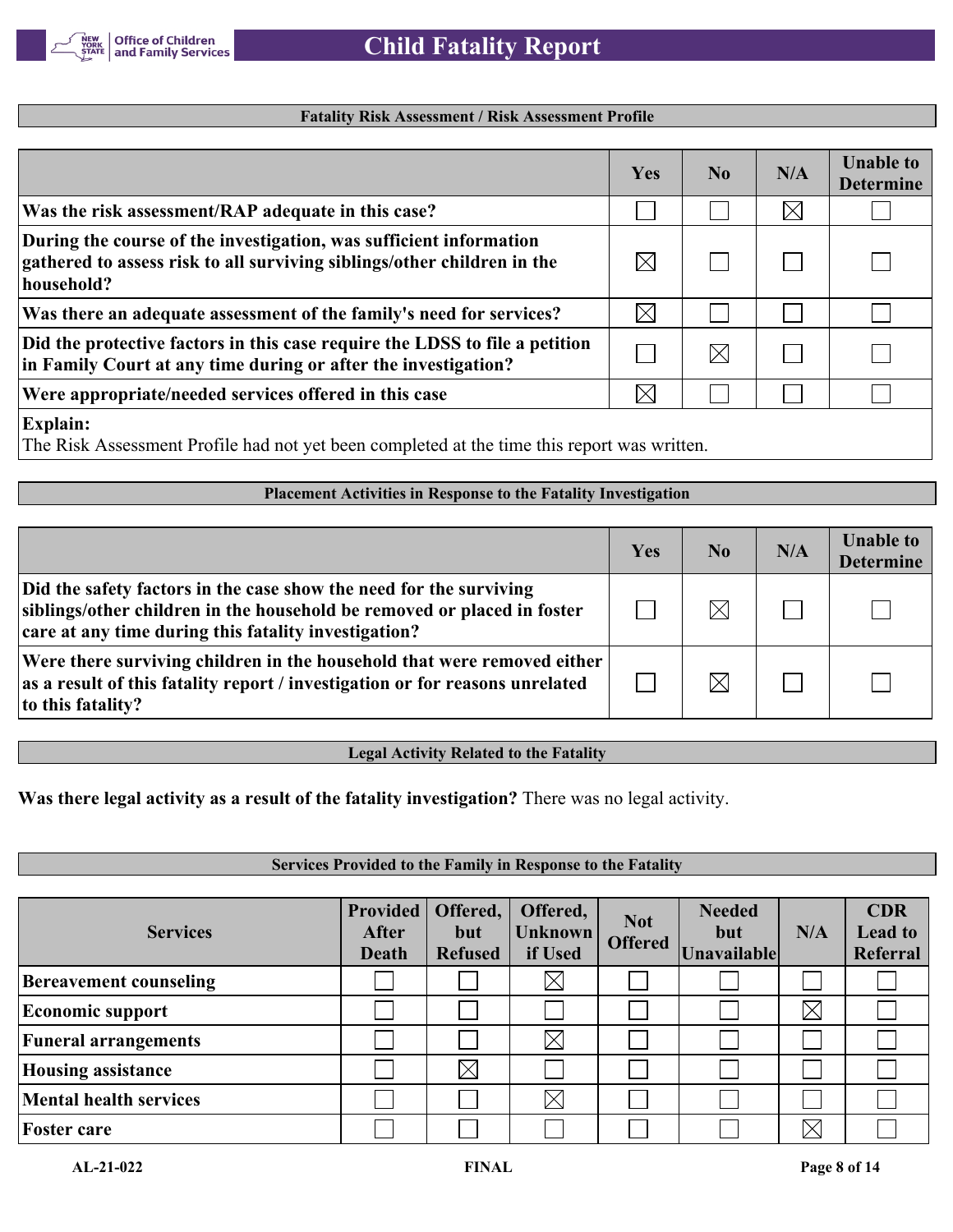## Fatality Risk Assessment / Risk Assessment Profile

| | Yes | No | N/A | Unable to Determine |
|---|---|---|---|---|
| **Was the risk assessment/RAP adequate in this case?** | ☐ | ☐ | ☒ | ☐ |
| **During the course of the investigation, was sufficient information gathered to assess risk to all surviving siblings/other children in the household?** | ☒ | ☐ | ☐ | ☐ |
| **Was there an adequate assessment of the family's need for services?** | ☒ | ☐ | ☐ | ☐ |
| **Did the protective factors in this case require the LDSS to file a petition in Family Court at any time during or after the investigation?** | ☐ | ☒ | ☐ | ☐ |
| **Were appropriate/needed services offered in this case** | ☒ | ☐ | ☐ | ☐ |

**Explain:**
The Risk Assessment Profile had not yet been completed at the time this report was written.

## Placement Activities in Response to the Fatality Investigation

| | Yes | No | N/A | Unable to Determine |
|---|---|---|---|---|
| **Did the safety factors in the case show the need for the surviving siblings/other children in the household be removed or placed in foster care at any time during this fatality investigation?** | ☐ | ☒ | ☐ | ☐ |
| **Were there surviving children in the household that were removed either as a result of this fatality report / investigation or for reasons unrelated to this fatality?** | ☐ | ☒ | ☐ | ☐ |

## Legal Activity Related to the Fatality

**Was there legal activity as a result of the fatality investigation?** There was no legal activity.

## Services Provided to the Family in Response to the Fatality

| Services | Provided After Death | Offered, but Refused | Offered, Unknown if Used | Not Offered | Needed but Unavailable | N/A | CDR Lead to Referral |
|---|---|---|---|---|---|---|---|
| **Bereavement counseling** | ☐ | ☐ | ☒ | ☐ | ☐ | ☐ | ☐ |
| **Economic support** | ☐ | ☐ | ☐ | ☐ | ☐ | ☒ | ☐ |
| **Funeral arrangements** | ☐ | ☐ | ☒ | ☐ | ☐ | ☐ | ☐ |
| **Housing assistance** | ☐ | ☒ | ☐ | ☐ | ☐ | ☐ | ☐ |
| **Mental health services** | ☐ | ☐ | ☒ | ☐ | ☐ | ☐ | ☐ |
| **Foster care** | ☐ | ☐ | ☐ | ☐ | ☐ | ☒ | ☐ |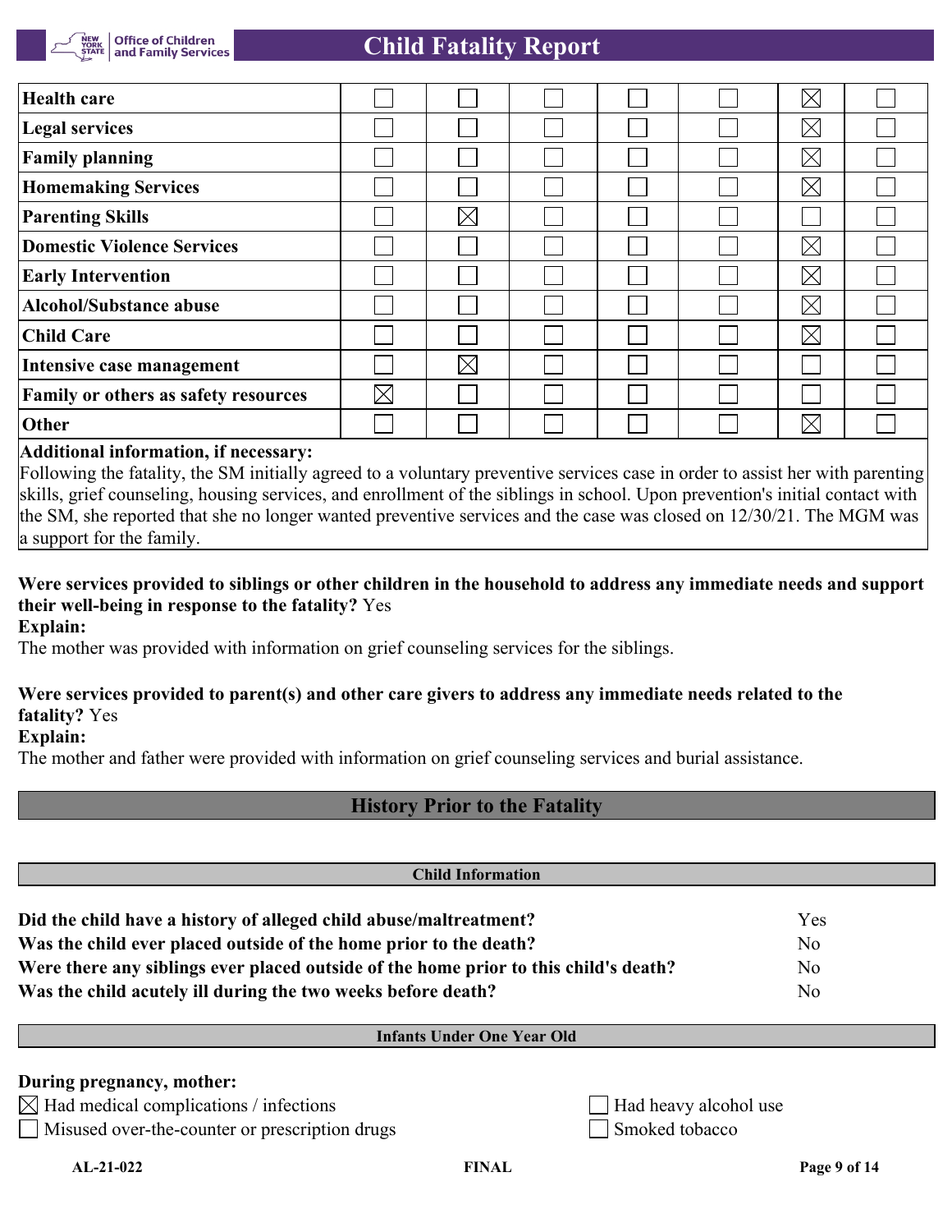| | | | | | | | |
|---|---|---|---|---|---|---|---|
| **Health care** | ☐ | ☐ | ☐ | ☐ | ☐ | ☒ | ☐ |
| **Legal services** | ☐ | ☐ | ☐ | ☐ | ☐ | ☒ | ☐ |
| **Family planning** | ☐ | ☐ | ☐ | ☐ | ☐ | ☒ | ☐ |
| **Homemaking Services** | ☐ | ☐ | ☐ | ☐ | ☐ | ☒ | ☐ |
| **Parenting Skills** | ☐ | ☒ | ☐ | ☐ | ☐ | ☐ | ☐ |
| **Domestic Violence Services** | ☐ | ☐ | ☐ | ☐ | ☐ | ☒ | ☐ |
| **Early Intervention** | ☐ | ☐ | ☐ | ☐ | ☐ | ☒ | ☐ |
| **Alcohol/Substance abuse** | ☐ | ☐ | ☐ | ☐ | ☐ | ☒ | ☐ |
| **Child Care** | ☐ | ☐ | ☐ | ☐ | ☐ | ☒ | ☐ |
| **Intensive case management** | ☐ | ☒ | ☐ | ☐ | ☐ | ☐ | ☐ |
| **Family or others as safety resources** | ☒ | ☐ | ☐ | ☐ | ☐ | ☐ | ☐ |
| **Other** | ☐ | ☐ | ☐ | ☐ | ☐ | ☒ | ☐ |

**Additional information, if necessary:**
Following the fatality, the SM initially agreed to a voluntary preventive services case in order to assist her with parenting skills, grief counseling, housing services, and enrollment of the siblings in school. Upon prevention's initial contact with the SM, she reported that she no longer wanted preventive services and the case was closed on 12/30/21. The MGM was a support for the family.

**Were services provided to siblings or other children in the household to address any immediate needs and support their well-being in response to the fatality?** Yes
**Explain:**
The mother was provided with information on grief counseling services for the siblings.

**Were services provided to parent(s) and other care givers to address any immediate needs related to the fatality?** Yes
**Explain:**
The mother and father were provided with information on grief counseling services and burial assistance.

## History Prior to the Fatality

### Child Information

| | |
|---|---|
| **Did the child have a history of alleged child abuse/maltreatment?** | Yes |
| **Was the child ever placed outside of the home prior to the death?** | No |
| **Were there any siblings ever placed outside of the home prior to this child's death?** | No |
| **Was the child acutely ill during the two weeks before death?** | No |

### Infants Under One Year Old

**During pregnancy, mother:**

☒ Had medical complications / infections
☐ Had heavy alcohol use
☐ Misused over-the-counter or prescription drugs
☐ Smoked tobacco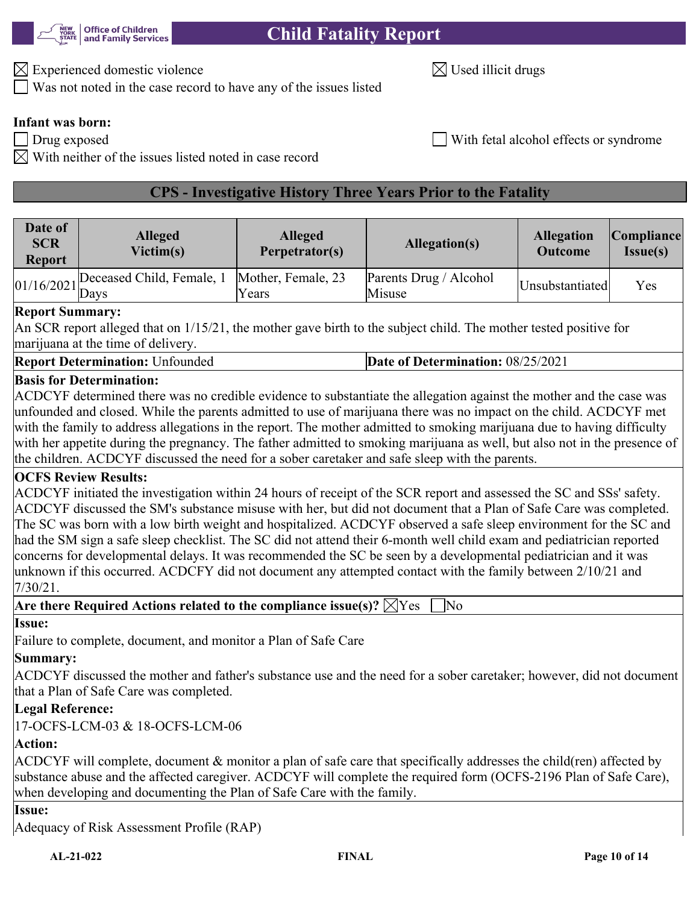☒ Experienced domestic violence

☒ Used illicit drugs

☐ Was not noted in the case record to have any of the issues listed

**Infant was born:**

☐ Drug exposed

☐ With fetal alcohol effects or syndrome

☒ With neither of the issues listed noted in case record

## CPS - Investigative History Three Years Prior to the Fatality

| Date of SCR Report | Alleged Victim(s) | Alleged Perpetrator(s) | Allegation(s) | Allegation Outcome | Compliance Issue(s) |
|---|---|---|---|---|---|
| 01/16/2021 | Deceased Child, Female, 1 Days | Mother, Female, 23 Years | Parents Drug / Alcohol Misuse | Unsubstantiated | Yes |

**Report Summary:**

An SCR report alleged that on 1/15/21, the mother gave birth to the subject child. The mother tested positive for marijuana at the time of delivery.

**Report Determination:** Unfounded

**Date of Determination:** 08/25/2021

**Basis for Determination:**

ACDCYF determined there was no credible evidence to substantiate the allegation against the mother and the case was unfounded and closed. While the parents admitted to use of marijuana there was no impact on the child. ACDCYF met with the family to address allegations in the report. The mother admitted to smoking marijuana due to having difficulty with her appetite during the pregnancy. The father admitted to smoking marijuana as well, but also not in the presence of the children. ACDCYF discussed the need for a sober caretaker and safe sleep with the parents.

**OCFS Review Results:**

ACDCYF initiated the investigation within 24 hours of receipt of the SCR report and assessed the SC and SSs' safety. ACDCYF discussed the SM's substance misuse with her, but did not document that a Plan of Safe Care was completed. The SC was born with a low birth weight and hospitalized. ACDCYF observed a safe sleep environment for the SC and had the SM sign a safe sleep checklist. The SC did not attend their 6-month well child exam and pediatrician reported concerns for developmental delays. It was recommended the SC be seen by a developmental pediatrician and it was unknown if this occurred. ACDCFY did not document any attempted contact with the family between 2/10/21 and 7/30/21.

**Are there Required Actions related to the compliance issue(s)?** ☒Yes ☐No

**Issue:**

Failure to complete, document, and monitor a Plan of Safe Care

**Summary:**

ACDCYF discussed the mother and father's substance use and the need for a sober caretaker; however, did not document that a Plan of Safe Care was completed.

**Legal Reference:**

17-OCFS-LCM-03 & 18-OCFS-LCM-06

**Action:**

ACDCYF will complete, document & monitor a plan of safe care that specifically addresses the child(ren) affected by substance abuse and the affected caregiver. ACDCYF will complete the required form (OCFS-2196 Plan of Safe Care), when developing and documenting the Plan of Safe Care with the family.

**Issue:**

Adequacy of Risk Assessment Profile (RAP)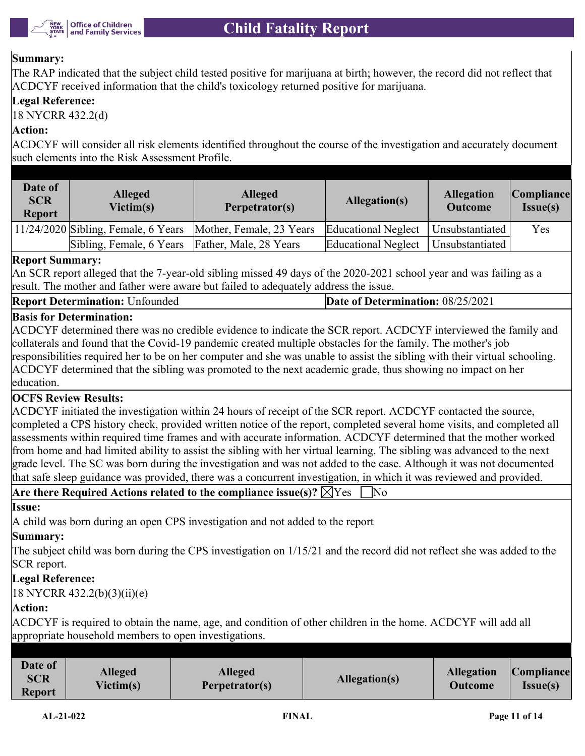**Summary:**

The RAP indicated that the subject child tested positive for marijuana at birth; however, the record did not reflect that ACDCYF received information that the child's toxicology returned positive for marijuana.

**Legal Reference:**

18 NYCRR 432.2(d)

**Action:**

ACDCYF will consider all risk elements identified throughout the course of the investigation and accurately document such elements into the Risk Assessment Profile.

| Date of SCR Report | Alleged Victim(s) | Alleged Perpetrator(s) | Allegation(s) | Allegation Outcome | Compliance Issue(s) |
|---|---|---|---|---|---|
| 11/24/2020 | Sibling, Female, 6 Years | Mother, Female, 23 Years | Educational Neglect | Unsubstantiated | Yes |
| | Sibling, Female, 6 Years | Father, Male, 28 Years | Educational Neglect | Unsubstantiated | |

**Report Summary:**

An SCR report alleged that the 7-year-old sibling missed 49 days of the 2020-2021 school year and was failing as a result. The mother and father were aware but failed to adequately address the issue.

**Report Determination:** Unfounded | **Date of Determination:** 08/25/2021

**Basis for Determination:**

ACDCYF determined there was no credible evidence to indicate the SCR report. ACDCYF interviewed the family and collaterals and found that the Covid-19 pandemic created multiple obstacles for the family. The mother's job responsibilities required her to be on her computer and she was unable to assist the sibling with their virtual schooling. ACDCYF determined that the sibling was promoted to the next academic grade, thus showing no impact on her education.

**OCFS Review Results:**

ACDCYF initiated the investigation within 24 hours of receipt of the SCR report. ACDCYF contacted the source, completed a CPS history check, provided written notice of the report, completed several home visits, and completed all assessments within required time frames and with accurate information. ACDCYF determined that the mother worked from home and had limited ability to assist the sibling with her virtual learning. The sibling was advanced to the next grade level. The SC was born during the investigation and was not added to the case. Although it was not documented that safe sleep guidance was provided, there was a concurrent investigation, in which it was reviewed and provided.

**Are there Required Actions related to the compliance issue(s)?** ☒Yes ☐No

**Issue:**

A child was born during an open CPS investigation and not added to the report

**Summary:**

The subject child was born during the CPS investigation on 1/15/21 and the record did not reflect she was added to the SCR report.

**Legal Reference:**

18 NYCRR 432.2(b)(3)(ii)(e)

**Action:**

ACDCYF is required to obtain the name, age, and condition of other children in the home. ACDCYF will add all appropriate household members to open investigations.

| Date of SCR Report | Alleged Victim(s) | Alleged Perpetrator(s) | Allegation(s) | Allegation Outcome | Compliance Issue(s) |
|---|---|---|---|---|---|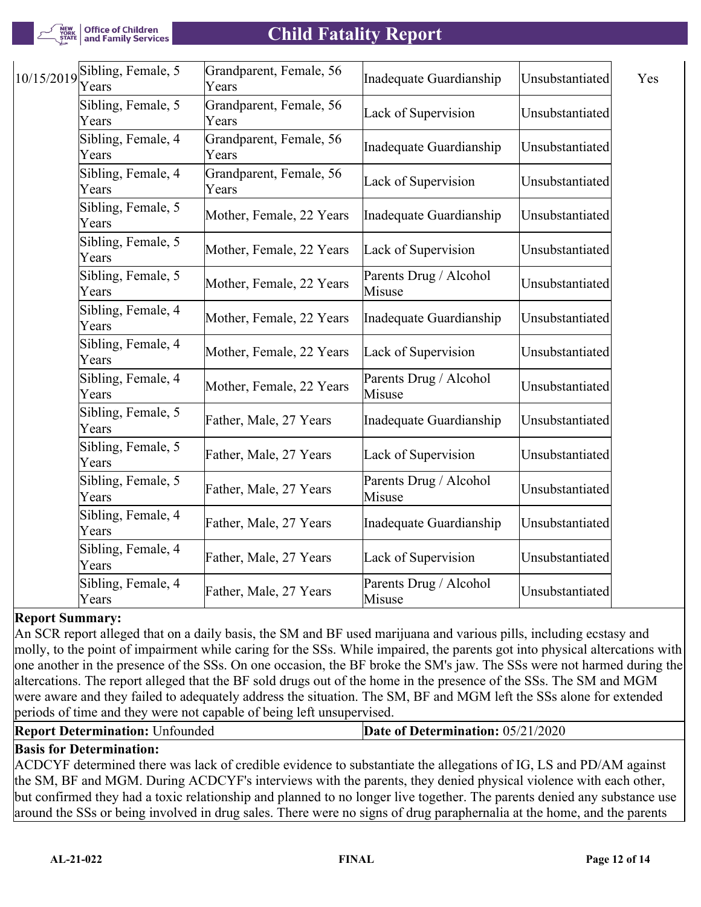| | | | | | |
|---|---|---|---|---|---|
| 10/15/2019 | Sibling, Female, 5 Years | Grandparent, Female, 56 Years | Inadequate Guardianship | Unsubstantiated | Yes |
| | Sibling, Female, 5 Years | Grandparent, Female, 56 Years | Lack of Supervision | Unsubstantiated | |
| | Sibling, Female, 4 Years | Grandparent, Female, 56 Years | Inadequate Guardianship | Unsubstantiated | |
| | Sibling, Female, 4 Years | Grandparent, Female, 56 Years | Lack of Supervision | Unsubstantiated | |
| | Sibling, Female, 5 Years | Mother, Female, 22 Years | Inadequate Guardianship | Unsubstantiated | |
| | Sibling, Female, 5 Years | Mother, Female, 22 Years | Lack of Supervision | Unsubstantiated | |
| | Sibling, Female, 5 Years | Mother, Female, 22 Years | Parents Drug / Alcohol Misuse | Unsubstantiated | |
| | Sibling, Female, 4 Years | Mother, Female, 22 Years | Inadequate Guardianship | Unsubstantiated | |
| | Sibling, Female, 4 Years | Mother, Female, 22 Years | Lack of Supervision | Unsubstantiated | |
| | Sibling, Female, 4 Years | Mother, Female, 22 Years | Parents Drug / Alcohol Misuse | Unsubstantiated | |
| | Sibling, Female, 5 Years | Father, Male, 27 Years | Inadequate Guardianship | Unsubstantiated | |
| | Sibling, Female, 5 Years | Father, Male, 27 Years | Lack of Supervision | Unsubstantiated | |
| | Sibling, Female, 5 Years | Father, Male, 27 Years | Parents Drug / Alcohol Misuse | Unsubstantiated | |
| | Sibling, Female, 4 Years | Father, Male, 27 Years | Inadequate Guardianship | Unsubstantiated | |
| | Sibling, Female, 4 Years | Father, Male, 27 Years | Lack of Supervision | Unsubstantiated | |
| | Sibling, Female, 4 Years | Father, Male, 27 Years | Parents Drug / Alcohol Misuse | Unsubstantiated | |

**Report Summary:**
An SCR report alleged that on a daily basis, the SM and BF used marijuana and various pills, including ecstasy and molly, to the point of impairment while caring for the SSs. While impaired, the parents got into physical altercations with one another in the presence of the SSs. On one occasion, the BF broke the SM's jaw. The SSs were not harmed during the altercations. The report alleged that the BF sold drugs out of the home in the presence of the SSs. The SM and MGM were aware and they failed to adequately address the situation. The SM, BF and MGM left the SSs alone for extended periods of time and they were not capable of being left unsupervised.

**Report Determination:** Unfounded | **Date of Determination:** 05/21/2020

**Basis for Determination:**
ACDCYF determined there was lack of credible evidence to substantiate the allegations of IG, LS and PD/AM against the SM, BF and MGM. During ACDCYF's interviews with the parents, they denied physical violence with each other, but confirmed they had a toxic relationship and planned to no longer live together. The parents denied any substance use around the SSs or being involved in drug sales. There were no signs of drug paraphernalia at the home, and the parents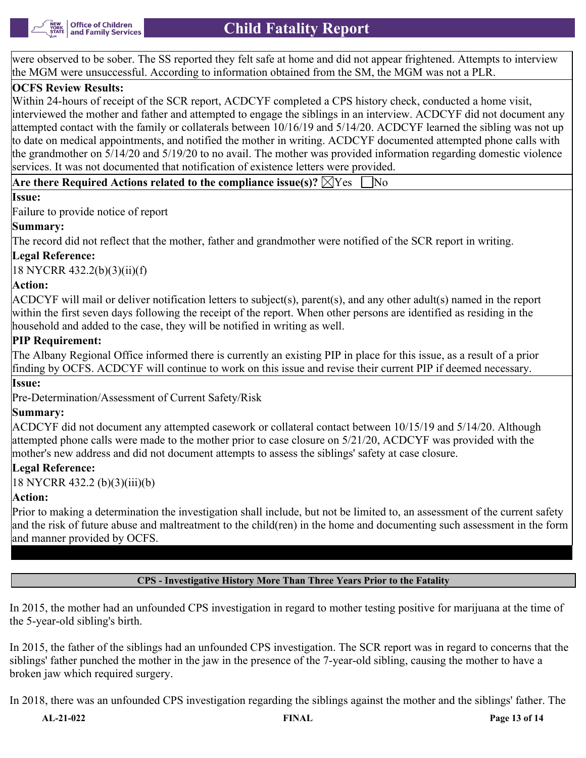were observed to be sober. The SS reported they felt safe at home and did not appear frightened. Attempts to interview the MGM were unsuccessful. According to information obtained from the SM, the MGM was not a PLR.

**OCFS Review Results:**

Within 24-hours of receipt of the SCR report, ACDCYF completed a CPS history check, conducted a home visit, interviewed the mother and father and attempted to engage the siblings in an interview. ACDCYF did not document any attempted contact with the family or collaterals between 10/16/19 and 5/14/20. ACDCYF learned the sibling was not up to date on medical appointments, and notified the mother in writing. ACDCYF documented attempted phone calls with the grandmother on 5/14/20 and 5/19/20 to no avail. The mother was provided information regarding domestic violence services. It was not documented that notification of existence letters were provided.

**Are there Required Actions related to the compliance issue(s)?** ☒Yes ☐No

**Issue:**

Failure to provide notice of report

**Summary:**

The record did not reflect that the mother, father and grandmother were notified of the SCR report in writing.

**Legal Reference:**

18 NYCRR 432.2(b)(3)(ii)(f)

**Action:**

ACDCYF will mail or deliver notification letters to subject(s), parent(s), and any other adult(s) named in the report within the first seven days following the receipt of the report. When other persons are identified as residing in the household and added to the case, they will be notified in writing as well.

**PIP Requirement:**

The Albany Regional Office informed there is currently an existing PIP in place for this issue, as a result of a prior finding by OCFS. ACDCYF will continue to work on this issue and revise their current PIP if deemed necessary.

**Issue:**

Pre-Determination/Assessment of Current Safety/Risk

**Summary:**

ACDCYF did not document any attempted casework or collateral contact between 10/15/19 and 5/14/20. Although attempted phone calls were made to the mother prior to case closure on 5/21/20, ACDCYF was provided with the mother's new address and did not document attempts to assess the siblings' safety at case closure.

**Legal Reference:**

18 NYCRR 432.2 (b)(3)(iii)(b)

**Action:**

Prior to making a determination the investigation shall include, but not be limited to, an assessment of the current safety and the risk of future abuse and maltreatment to the child(ren) in the home and documenting such assessment in the form and manner provided by OCFS.

## CPS - Investigative History More Than Three Years Prior to the Fatality

In 2015, the mother had an unfounded CPS investigation in regard to mother testing positive for marijuana at the time of the 5-year-old sibling's birth.

In 2015, the father of the siblings had an unfounded CPS investigation. The SCR report was in regard to concerns that the siblings' father punched the mother in the jaw in the presence of the 7-year-old sibling, causing the mother to have a broken jaw which required surgery.

In 2018, there was an unfounded CPS investigation regarding the siblings against the mother and the siblings' father. The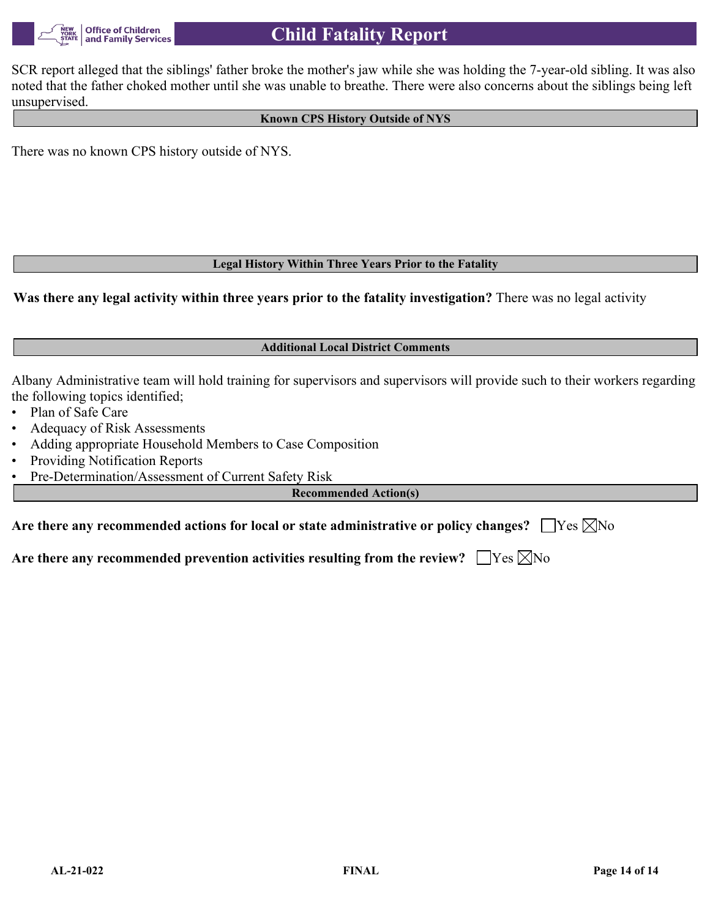SCR report alleged that the siblings' father broke the mother's jaw while she was holding the 7-year-old sibling. It was also noted that the father choked mother until she was unable to breathe. There were also concerns about the siblings being left unsupervised.

## Known CPS History Outside of NYS

There was no known CPS history outside of NYS.

## Legal History Within Three Years Prior to the Fatality

**Was there any legal activity within three years prior to the fatality investigation?** There was no legal activity

## Additional Local District Comments

Albany Administrative team will hold training for supervisors and supervisors will provide such to their workers regarding the following topics identified;

- Plan of Safe Care
- Adequacy of Risk Assessments
- Adding appropriate Household Members to Case Composition
- Providing Notification Reports
- Pre-Determination/Assessment of Current Safety Risk

## Recommended Action(s)

**Are there any recommended actions for local or state administrative or policy changes?** ☐Yes ☒No

**Are there any recommended prevention activities resulting from the review?** ☐Yes ☒No